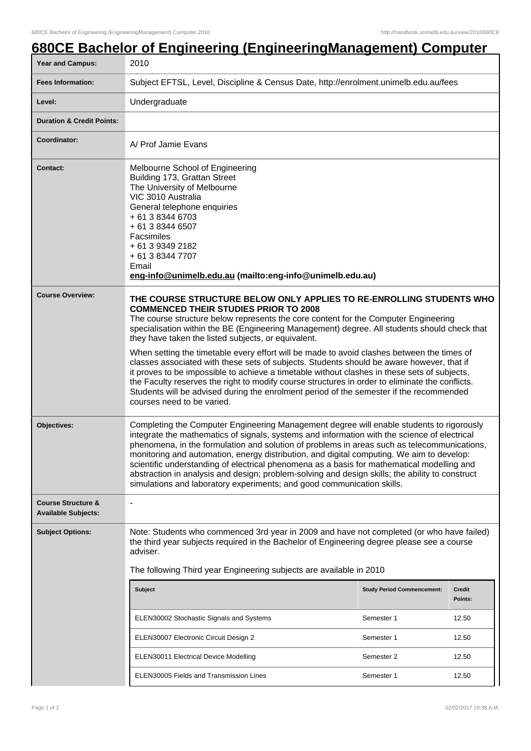# 680CE Bachelor of Engineering (EngineeringManagement) Computer

| | |
|---|---|
| **Year and Campus:** | 2010 |
| **Fees Information:** | Subject EFTSL, Level, Discipline & Census Date, http://enrolment.unimelb.edu.au/fees |
| **Level:** | Undergraduate |
| **Duration & Credit Points:** | |
| **Coordinator:** | A/ Prof Jamie Evans |
| **Contact:** | Melbourne School of Engineering<br>Building 173, Grattan Street<br>The University of Melbourne<br>VIC 3010 Australia<br>General telephone enquiries<br>+ 61 3 8344 6703<br>+ 61 3 8344 6507<br>Facsimiles<br>+ 61 3 9349 2182<br>+ 61 3 8344 7707<br>Email<br>**eng-info@unimelb.edu.au (mailto:eng-info@unimelb.edu.au)** |
| **Course Overview:** | **THE COURSE STRUCTURE BELOW ONLY APPLIES TO RE-ENROLLING STUDENTS WHO COMMENCED THEIR STUDIES PRIOR TO 2008**<br>The course structure below represents the core content for the Computer Engineering specialisation within the BE (Engineering Management) degree. All students should check that they have taken the listed subjects, or equivalent.<br><br>When setting the timetable every effort will be made to avoid clashes between the times of classes associated with these sets of subjects. Students should be aware however, that if it proves to be impossible to achieve a timetable without clashes in these sets of subjects, the Faculty reserves the right to modify course structures in order to eliminate the conflicts. Students will be advised during the enrolment period of the semester if the recommended courses need to be varied. |
| **Objectives:** | Completing the Computer Engineering Management degree will enable students to rigorously integrate the mathematics of signals, systems and information with the science of electrical phenomena, in the formulation and solution of problems in areas such as telecommunications, monitoring and automation, energy distribution, and digital computing. We aim to develop: scientific understanding of electrical phenomena as a basis for mathematical modelling and abstraction in analysis and design; problem-solving and design skills; the ability to construct simulations and laboratory experiments; and good communication skills. |
| **Course Structure & Available Subjects:** | - |
| **Subject Options:** | Note: Students who commenced 3rd year in 2009 and have not completed (or who have failed) the third year subjects required in the Bachelor of Engineering degree please see a course adviser.<br><br>The following Third year Engineering subjects are available in 2010 |

| Subject | Study Period Commencement: | Credit Points: |
|---|---|---|
| ELEN30002 Stochastic Signals and Systems | Semester 1 | 12.50 |
| ELEN30007 Electronic Circuit Design 2 | Semester 1 | 12.50 |
| ELEN30011 Electrical Device Modelling | Semester 2 | 12.50 |
| ELEN30005 Fields and Transmission Lines | Semester 1 | 12.50 |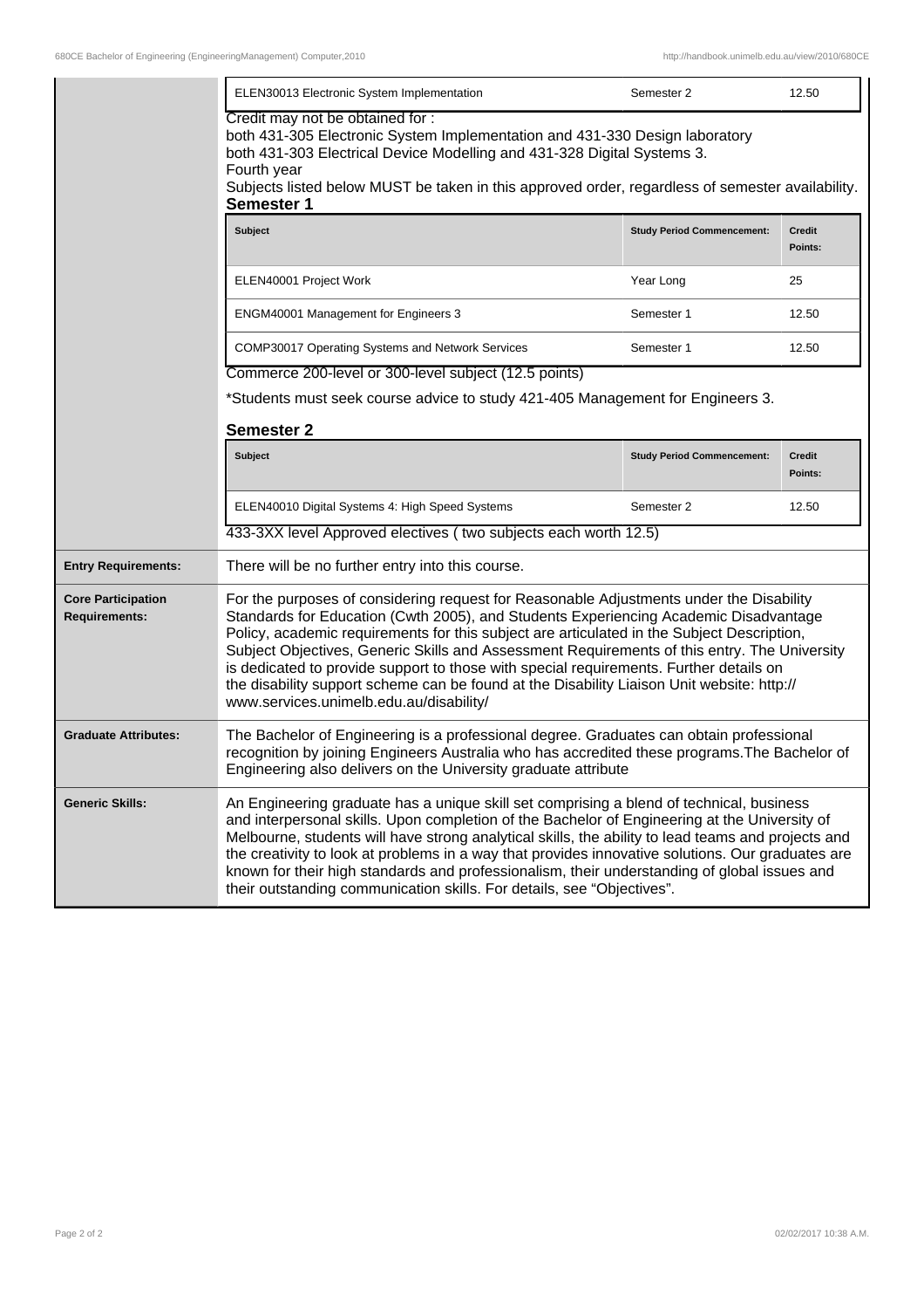| | | |
|---|---|---|
| ELEN30013 Electronic System Implementation | Semester 2 | 12.50 |

Credit may not be obtained for :
both 431-305 Electronic System Implementation and 431-330 Design laboratory
both 431-303 Electrical Device Modelling and 431-328 Digital Systems 3.
Fourth year
Subjects listed below MUST be taken in this approved order, regardless of semester availability.

**Semester 1**

| Subject | Study Period Commencement: | Credit Points: |
|---|---|---|
| ELEN40001 Project Work | Year Long | 25 |
| ENGM40001 Management for Engineers 3 | Semester 1 | 12.50 |
| COMP30017 Operating Systems and Network Services | Semester 1 | 12.50 |

Commerce 200-level or 300-level subject (12.5 points)

*Students must seek course advice to study 421-405 Management for Engineers 3.

**Semester 2**

| Subject | Study Period Commencement: | Credit Points: |
|---|---|---|
| ELEN40010 Digital Systems 4: High Speed Systems | Semester 2 | 12.50 |

433-3XX level Approved electives ( two subjects each worth 12.5)

**Entry Requirements:**

There will be no further entry into this course.

**Core Participation Requirements:**

For the purposes of considering request for Reasonable Adjustments under the Disability Standards for Education (Cwth 2005), and Students Experiencing Academic Disadvantage Policy, academic requirements for this subject are articulated in the Subject Description, Subject Objectives, Generic Skills and Assessment Requirements of this entry. The University is dedicated to provide support to those with special requirements. Further details on the disability support scheme can be found at the Disability Liaison Unit website: http://www.services.unimelb.edu.au/disability/

**Graduate Attributes:**

The Bachelor of Engineering is a professional degree. Graduates can obtain professional recognition by joining Engineers Australia who has accredited these programs.The Bachelor of Engineering also delivers on the University graduate attribute

**Generic Skills:**

An Engineering graduate has a unique skill set comprising a blend of technical, business and interpersonal skills. Upon completion of the Bachelor of Engineering at the University of Melbourne, students will have strong analytical skills, the ability to lead teams and projects and the creativity to look at problems in a way that provides innovative solutions. Our graduates are known for their high standards and professionalism, their understanding of global issues and their outstanding communication skills. For details, see "Objectives".